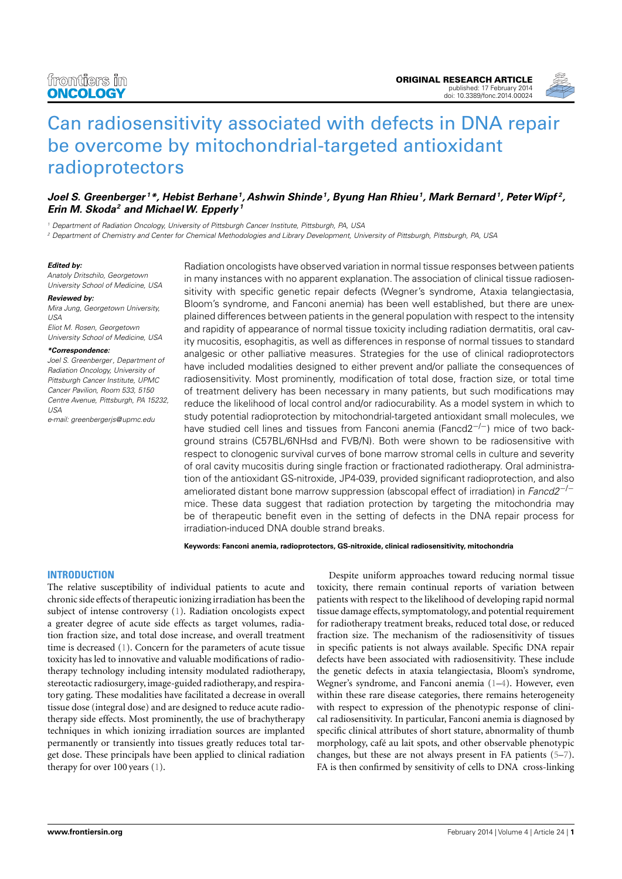ORIGINAL RESEARCH ARTICLE
published: 17 February 2014
doi: 10.3389/fonc.2014.00024

# Can radiosensitivity associated with defects in DNA repair be overcome by mitochondrial-targeted antioxidant radioprotectors

***Joel S. Greenberger[1]\*, Hebist Berhane[1], Ashwin Shinde[1], Byung Han Rhieu[1], Mark Bernard[1], Peter Wipf[2], Erin M. Skoda[2] and Michael W. Epperly[1]***

[1] Department of Radiation Oncology, University of Pittsburgh Cancer Institute, Pittsburgh, PA, USA
[2] Department of Chemistry and Center for Chemical Methodologies and Library Development, University of Pittsburgh, Pittsburgh, PA, USA

**Edited by:**
*Anatoly Dritschilo, Georgetown University School of Medicine, USA*

**Reviewed by:**
*Mira Jung, Georgetown University, USA*
*Eliot M. Rosen, Georgetown University School of Medicine, USA*

**\*Correspondence:**
*Joel S. Greenberger, Department of Radiation Oncology, University of Pittsburgh Cancer Institute, UPMC Cancer Pavilion, Room 533, 5150 Centre Avenue, Pittsburgh, PA 15232, USA*
*e-mail: greenbergerjs@upmc.edu*

Radiation oncologists have observed variation in normal tissue responses between patients in many instances with no apparent explanation. The association of clinical tissue radiosensitivity with specific genetic repair defects (Wegner's syndrome, Ataxia telangiectasia, Bloom's syndrome, and Fanconi anemia) has been well established, but there are unexplained differences between patients in the general population with respect to the intensity and rapidity of appearance of normal tissue toxicity including radiation dermatitis, oral cavity mucositis, esophagitis, as well as differences in response of normal tissues to standard analgesic or other palliative measures. Strategies for the use of clinical radioprotectors have included modalities designed to either prevent and/or palliate the consequences of radiosensitivity. Most prominently, modification of total dose, fraction size, or total time of treatment delivery has been necessary in many patients, but such modifications may reduce the likelihood of local control and/or radiocurability. As a model system in which to study potential radioprotection by mitochondrial-targeted antioxidant small molecules, we have studied cell lines and tissues from Fanconi anemia (Fancd2$^{-/-}$) mice of two background strains (C57BL/6NHsd and FVB/N). Both were shown to be radiosensitive with respect to clonogenic survival curves of bone marrow stromal cells in culture and severity of oral cavity mucositis during single fraction or fractionated radiotherapy. Oral administration of the antioxidant GS-nitroxide, JP4-039, provided significant radioprotection, and also ameliorated distant bone marrow suppression (abscopal effect of irradiation) in *Fancd2*$^{-/-}$ mice. These data suggest that radiation protection by targeting the mitochondria may be of therapeutic benefit even in the setting of defects in the DNA repair process for irradiation-induced DNA double strand breaks.

**Keywords: Fanconi anemia, radioprotectors, GS-nitroxide, clinical radiosensitivity, mitochondria**

## INTRODUCTION

The relative susceptibility of individual patients to acute and chronic side effects of therapeutic ionizing irradiation has been the subject of intense controversy (1). Radiation oncologists expect a greater degree of acute side effects as target volumes, radiation fraction size, and total dose increase, and overall treatment time is decreased (1). Concern for the parameters of acute tissue toxicity has led to innovative and valuable modifications of radiotherapy technology including intensity modulated radiotherapy, stereotactic radiosurgery, image-guided radiotherapy, and respiratory gating. These modalities have facilitated a decrease in overall tissue dose (integral dose) and are designed to reduce acute radiotherapy side effects. Most prominently, the use of brachytherapy techniques in which ionizing irradiation sources are implanted permanently or transiently into tissues greatly reduces total target dose. These principals have been applied to clinical radiation therapy for over 100 years (1).

Despite uniform approaches toward reducing normal tissue toxicity, there remain continual reports of variation between patients with respect to the likelihood of developing rapid normal tissue damage effects, symptomatology, and potential requirement for radiotherapy treatment breaks, reduced total dose, or reduced fraction size. The mechanism of the radiosensitivity of tissues in specific patients is not always available. Specific DNA repair defects have been associated with radiosensitivity. These include the genetic defects in ataxia telangiectasia, Bloom's syndrome, Wegner's syndrome, and Fanconi anemia (1–4). However, even within these rare disease categories, there remains heterogeneity with respect to expression of the phenotypic response of clinical radiosensitivity. In particular, Fanconi anemia is diagnosed by specific clinical attributes of short stature, abnormality of thumb morphology, café au lait spots, and other observable phenotypic changes, but these are not always present in FA patients (5–7). FA is then confirmed by sensitivity of cells to DNA cross-linking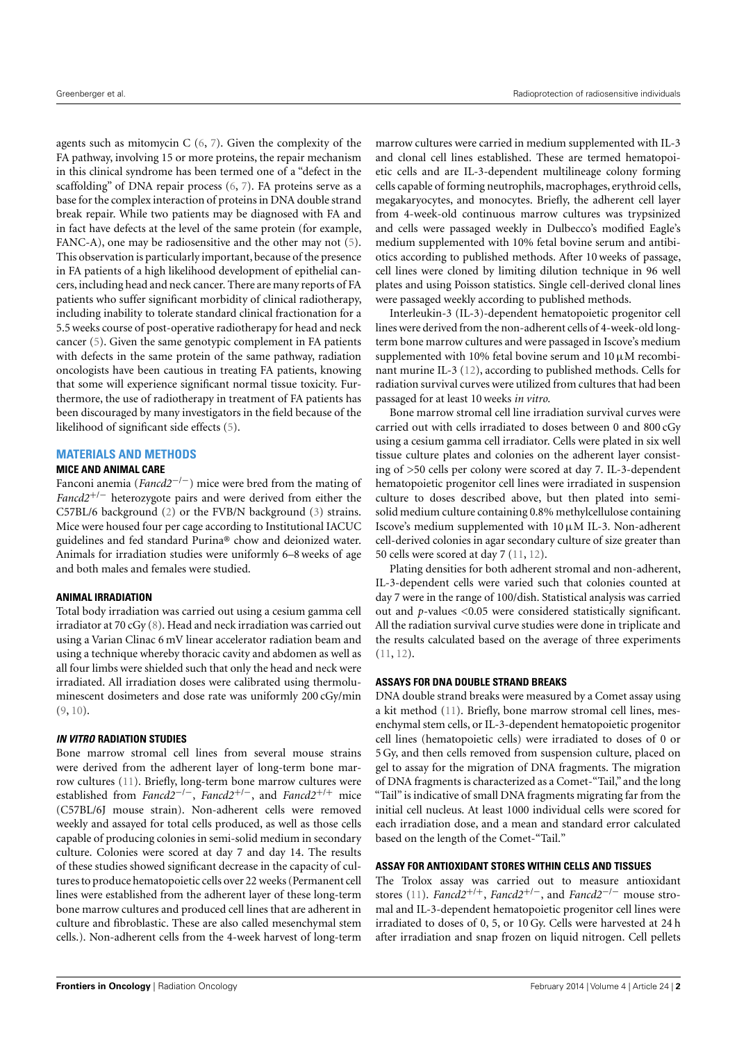agents such as mitomycin C (6, 7). Given the complexity of the FA pathway, involving 15 or more proteins, the repair mechanism in this clinical syndrome has been termed one of a "defect in the scaffolding" of DNA repair process (6, 7). FA proteins serve as a base for the complex interaction of proteins in DNA double strand break repair. While two patients may be diagnosed with FA and in fact have defects at the level of the same protein (for example, FANC-A), one may be radiosensitive and the other may not (5). This observation is particularly important, because of the presence in FA patients of a high likelihood development of epithelial cancers, including head and neck cancer. There are many reports of FA patients who suffer significant morbidity of clinical radiotherapy, including inability to tolerate standard clinical fractionation for a 5.5 weeks course of post-operative radiotherapy for head and neck cancer (5). Given the same genotypic complement in FA patients with defects in the same protein of the same pathway, radiation oncologists have been cautious in treating FA patients, knowing that some will experience significant normal tissue toxicity. Furthermore, the use of radiotherapy in treatment of FA patients has been discouraged by many investigators in the field because of the likelihood of significant side effects (5).

## MATERIALS AND METHODS

### MICE AND ANIMAL CARE

Fanconi anemia (*Fancd2*$^{-/-}$) mice were bred from the mating of *Fancd2*$^{+/-}$ heterozygote pairs and were derived from either the C57BL/6 background (2) or the FVB/N background (3) strains. Mice were housed four per cage according to Institutional IACUC guidelines and fed standard Purina® chow and deionized water. Animals for irradiation studies were uniformly 6–8 weeks of age and both males and females were studied.

### ANIMAL IRRADIATION

Total body irradiation was carried out using a cesium gamma cell irradiator at 70 cGy (8). Head and neck irradiation was carried out using a Varian Clinac 6 mV linear accelerator radiation beam and using a technique whereby thoracic cavity and abdomen as well as all four limbs were shielded such that only the head and neck were irradiated. All irradiation doses were calibrated using thermoluminescent dosimeters and dose rate was uniformly 200 cGy/min (9, 10).

### *IN VITRO* RADIATION STUDIES

Bone marrow stromal cell lines from several mouse strains were derived from the adherent layer of long-term bone marrow cultures (11). Briefly, long-term bone marrow cultures were established from *Fancd2*$^{-/-}$, *Fancd2*$^{+/-}$, and *Fancd2*$^{+/+}$ mice (C57BL/6J mouse strain). Non-adherent cells were removed weekly and assayed for total cells produced, as well as those cells capable of producing colonies in semi-solid medium in secondary culture. Colonies were scored at day 7 and day 14. The results of these studies showed significant decrease in the capacity of cultures to produce hematopoietic cells over 22 weeks (Permanent cell lines were established from the adherent layer of these long-term bone marrow cultures and produced cell lines that are adherent in culture and fibroblastic. These are also called mesenchymal stem cells.). Non-adherent cells from the 4-week harvest of long-term marrow cultures were carried in medium supplemented with IL-3 and clonal cell lines established. These are termed hematopoietic cells and are IL-3-dependent multilineage colony forming cells capable of forming neutrophils, macrophages, erythroid cells, megakaryocytes, and monocytes. Briefly, the adherent cell layer from 4-week-old continuous marrow cultures was trypsinized and cells were passaged weekly in Dulbecco's modified Eagle's medium supplemented with 10% fetal bovine serum and antibiotics according to published methods. After 10 weeks of passage, cell lines were cloned by limiting dilution technique in 96 well plates and using Poisson statistics. Single cell-derived clonal lines were passaged weekly according to published methods.

Interleukin-3 (IL-3)-dependent hematopoietic progenitor cell lines were derived from the non-adherent cells of 4-week-old long-term bone marrow cultures and were passaged in Iscove's medium supplemented with 10% fetal bovine serum and 10 μM recombinant murine IL-3 (12), according to published methods. Cells for radiation survival curves were utilized from cultures that had been passaged for at least 10 weeks *in vitro*.

Bone marrow stromal cell line irradiation survival curves were carried out with cells irradiated to doses between 0 and 800 cGy using a cesium gamma cell irradiator. Cells were plated in six well tissue culture plates and colonies on the adherent layer consisting of >50 cells per colony were scored at day 7. IL-3-dependent hematopoietic progenitor cell lines were irradiated in suspension culture to doses described above, but then plated into semi-solid medium culture containing 0.8% methylcellulose containing Iscove's medium supplemented with 10 μM IL-3. Non-adherent cell-derived colonies in agar secondary culture of size greater than 50 cells were scored at day 7 (11, 12).

Plating densities for both adherent stromal and non-adherent, IL-3-dependent cells were varied such that colonies counted at day 7 were in the range of 100/dish. Statistical analysis was carried out and $p$-values $<0.05$ were considered statistically significant. All the radiation survival curve studies were done in triplicate and the results calculated based on the average of three experiments (11, 12).

### ASSAYS FOR DNA DOUBLE STRAND BREAKS

DNA double strand breaks were measured by a Comet assay using a kit method (11). Briefly, bone marrow stromal cell lines, mesenchymal stem cells, or IL-3-dependent hematopoietic progenitor cell lines (hematopoietic cells) were irradiated to doses of 0 or 5 Gy, and then cells removed from suspension culture, placed on gel to assay for the migration of DNA fragments. The migration of DNA fragments is characterized as a Comet-"Tail," and the long "Tail" is indicative of small DNA fragments migrating far from the initial cell nucleus. At least 1000 individual cells were scored for each irradiation dose, and a mean and standard error calculated based on the length of the Comet-"Tail."

### ASSAY FOR ANTIOXIDANT STORES WITHIN CELLS AND TISSUES

The Trolox assay was carried out to measure antioxidant stores (11). *Fancd2*$^{+/+}$, *Fancd2*$^{+/-}$, and *Fancd2*$^{-/-}$ mouse stromal and IL-3-dependent hematopoietic progenitor cell lines were irradiated to doses of 0, 5, or 10 Gy. Cells were harvested at 24 h after irradiation and snap frozen on liquid nitrogen. Cell pellets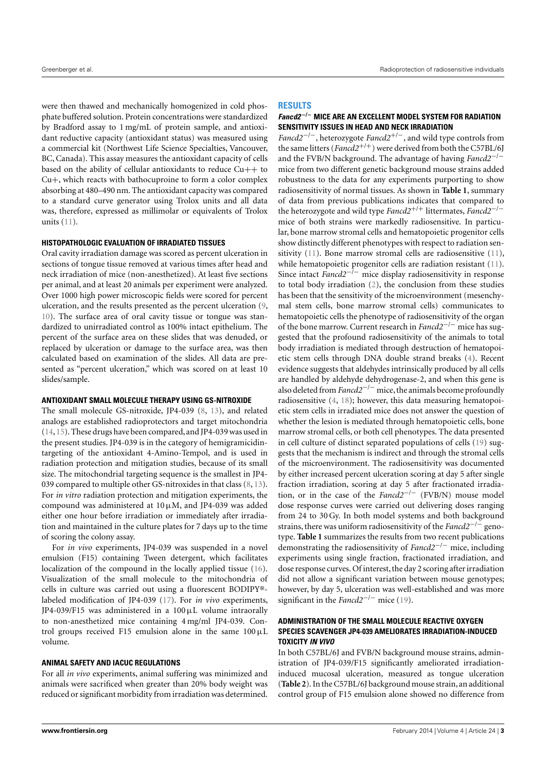were then thawed and mechanically homogenized in cold phosphate buffered solution. Protein concentrations were standardized by Bradford assay to 1 mg/mL of protein sample, and antioxidant reductive capacity (antioxidant status) was measured using a commercial kit (Northwest Life Science Specialties, Vancouver, BC, Canada). This assay measures the antioxidant capacity of cells based on the ability of cellular antioxidants to reduce $Cu^{++}$ to $Cu^{+}$, which reacts with bathocuproine to form a color complex absorbing at 480–490 nm. The antioxidant capacity was compared to a standard curve generator using Trolox units and all data was, therefore, expressed as millimolar or equivalents of Trolox units (11).

#### HISTOPATHOLOGIC EVALUATION OF IRRADIATED TISSUES

Oral cavity irradiation damage was scored as percent ulceration in sections of tongue tissue removed at various times after head and neck irradiation of mice (non-anesthetized). At least five sections per animal, and at least 20 animals per experiment were analyzed. Over 1000 high power microscopic fields were scored for percent ulceration, and the results presented as the percent ulceration (9, 10). The surface area of oral cavity tissue or tongue was standardized to unirradiated control as 100% intact epithelium. The percent of the surface area on these slides that was denuded, or replaced by ulceration or damage to the surface area, was then calculated based on examination of the slides. All data are presented as "percent ulceration," which was scored on at least 10 slides/sample.

#### ANTIOXIDANT SMALL MOLECULE THERAPY USING GS-NITROXIDE

The small molecule GS-nitroxide, JP4-039 (8, 13), and related analogs are established radioprotectors and target mitochondria (14, 15). These drugs have been compared, and JP4-039 was used in the present studies. JP4-039 is in the category of hemigramicidin-targeting of the antioxidant 4-Amino-Tempol, and is used in radiation protection and mitigation studies, because of its small size. The mitochondrial targeting sequence is the smallest in JP4-039 compared to multiple other GS-nitroxides in that class (8, 13). For *in vitro* radiation protection and mitigation experiments, the compound was administered at 10 μM, and JP4-039 was added either one hour before irradiation or immediately after irradiation and maintained in the culture plates for 7 days up to the time of scoring the colony assay.

For *in vivo* experiments, JP4-039 was suspended in a novel emulsion (F15) containing Tween detergent, which facilitates localization of the compound in the locally applied tissue (16). Visualization of the small molecule to the mitochondria of cells in culture was carried out using a fluorescent BODIPY®-labeled modification of JP4-039 (17). For *in vivo* experiments, JP4-039/F15 was administered in a 100 μL volume intraorally to non-anesthetized mice containing 4 mg/ml JP4-039. Control groups received F15 emulsion alone in the same 100 μL volume.

#### ANIMAL SAFETY AND IACUC REGULATIONS

For all *in vivo* experiments, animal suffering was minimized and animals were sacrificed when greater than 20% body weight was reduced or significant morbidity from irradiation was determined.

## RESULTS

#### *Fancd2*$^{-/-}$ MICE ARE AN EXCELLENT MODEL SYSTEM FOR RADIATION SENSITIVITY ISSUES IN HEAD AND NECK IRRADIATION

*Fancd2*$^{-/-}$, heterozygote *Fancd2*$^{+/-}$, and wild type controls from the same litters (*Fancd2*$^{+/+}$) were derived from both the C57BL/6J and the FVB/N background. The advantage of having *Fancd2*$^{-/-}$ mice from two different genetic background mouse strains added robustness to the data for any experiments purporting to show radiosensitivity of normal tissues. As shown in **Table 1**, summary of data from previous publications indicates that compared to the heterozygote and wild type *Fancd2*$^{+/+}$ littermates, *Fancd2*$^{-/-}$ mice of both strains were markedly radiosensitive. In particular, bone marrow stromal cells and hematopoietic progenitor cells show distinctly different phenotypes with respect to radiation sensitivity (11). Bone marrow stromal cells are radiosensitive (11), while hematopoietic progenitor cells are radiation resistant (11). Since intact *Fancd2*$^{-/-}$ mice display radiosensitivity in response to total body irradiation (2), the conclusion from these studies has been that the sensitivity of the microenvironment (mesenchymal stem cells, bone marrow stromal cells) communicates to hematopoietic cells the phenotype of radiosensitivity of the organ of the bone marrow. Current research in *Fancd2*$^{-/-}$ mice has suggested that the profound radiosensitivity of the animals to total body irradiation is mediated through destruction of hematopoietic stem cells through DNA double strand breaks (4). Recent evidence suggests that aldehydes intrinsically produced by all cells are handled by aldehyde dehydrogenase-2, and when this gene is also deleted from *Fancd2*$^{-/-}$ mice, the animals become profoundly radiosensitive (4, 18); however, this data measuring hematopoietic stem cells in irradiated mice does not answer the question of whether the lesion is mediated through hematopoietic cells, bone marrow stromal cells, or both cell phenotypes. The data presented in cell culture of distinct separated populations of cells (19) suggests that the mechanism is indirect and through the stromal cells of the microenvironment. The radiosensitivity was documented by either increased percent ulceration scoring at day 5 after single fraction irradiation, scoring at day 5 after fractionated irradiation, or in the case of the *Fancd2*$^{-/-}$ (FVB/N) mouse model dose response curves were carried out delivering doses ranging from 24 to 30 Gy. In both model systems and both background strains, there was uniform radiosensitivity of the *Fancd2*$^{-/-}$ genotype. **Table 1** summarizes the results from two recent publications demonstrating the radiosensitivity of *Fancd2*$^{-/-}$ mice, including experiments using single fraction, fractionated irradiation, and dose response curves. Of interest, the day 2 scoring after irradiation did not allow a significant variation between mouse genotypes; however, by day 5, ulceration was well-established and was more significant in the *Fancd2*$^{-/-}$ mice (19).

#### ADMINISTRATION OF THE SMALL MOLECULE REACTIVE OXYGEN SPECIES SCAVENGER JP4-039 AMELIORATES IRRADIATION-INDUCED TOXICITY *IN VIVO*

In both C57BL/6J and FVB/N background mouse strains, administration of JP4-039/F15 significantly ameliorated irradiation-induced mucosal ulceration, measured as tongue ulceration (**Table 2**). In the C57BL/6J background mouse strain, an additional control group of F15 emulsion alone showed no difference from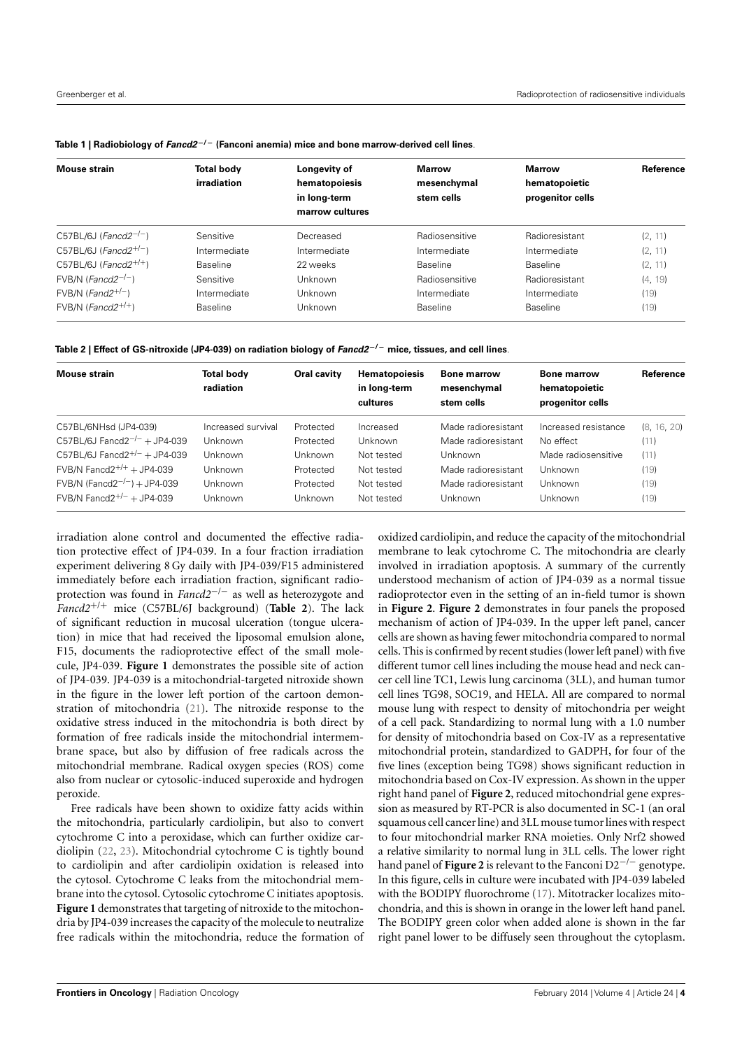**Table 1 | Radiobiology of *Fancd2*$^{-/-}$ (Fanconi anemia) mice and bone marrow-derived cell lines.**

| Mouse strain | Total body irradiation | Longevity of hematopoiesis in long-term marrow cultures | Marrow mesenchymal stem cells | Marrow hematopoietic progenitor cells | Reference |
|---|---|---|---|---|---|
| C57BL/6J (*Fancd2*$^{-/-}$) | Sensitive | Decreased | Radiosensitive | Radioresistant | (2, 11) |
| C57BL/6J (*Fancd2*$^{+/-}$) | Intermediate | Intermediate | Intermediate | Intermediate | (2, 11) |
| C57BL/6J (*Fancd2*$^{+/+}$) | Baseline | 22 weeks | Baseline | Baseline | (2, 11) |
| FVB/N (*Fancd2*$^{-/-}$) | Sensitive | Unknown | Radiosensitive | Radioresistant | (4, 19) |
| FVB/N (*Fand2*$^{+/-}$) | Intermediate | Unknown | Intermediate | Intermediate | (19) |
| FVB/N (*Fancd2*$^{+/+}$) | Baseline | Unknown | Baseline | Baseline | (19) |

**Table 2 | Effect of GS-nitroxide (JP4-039) on radiation biology of *Fancd2*$^{-/-}$ mice, tissues, and cell lines.**

| Mouse strain | Total body radiation | Oral cavity | Hematopoiesis in long-term cultures | Bone marrow mesenchymal stem cells | Bone marrow hematopoietic progenitor cells | Reference |
|---|---|---|---|---|---|---|
| C57BL/6NHsd (JP4-039) | Increased survival | Protected | Increased | Made radioresistant | Increased resistance | (8, 16, 20) |
| C57BL/6J Fancd2$^{-/-}$ + JP4-039 | Unknown | Protected | Unknown | Made radioresistant | No effect | (11) |
| C57BL/6J Fancd2$^{+/-}$ + JP4-039 | Unknown | Unknown | Not tested | Unknown | Made radiosensitive | (11) |
| FVB/N Fancd2$^{+/+}$ + JP4-039 | Unknown | Protected | Not tested | Made radioresistant | Unknown | (19) |
| FVB/N (Fancd2$^{-/-}$) + JP4-039 | Unknown | Protected | Not tested | Made radioresistant | Unknown | (19) |
| FVB/N Fancd2$^{+/-}$ + JP4-039 | Unknown | Unknown | Not tested | Unknown | Unknown | (19) |

irradiation alone control and documented the effective radiation protective effect of JP4-039. In a four fraction irradiation experiment delivering 8 Gy daily with JP4-039/F15 administered immediately before each irradiation fraction, significant radioprotection was found in *Fancd2*$^{-/-}$ as well as heterozygote and *Fancd2*$^{+/+}$ mice (C57BL/6J background) (**Table 2**). The lack of significant reduction in mucosal ulceration (tongue ulceration) in mice that had received the liposomal emulsion alone, F15, documents the radioprotective effect of the small molecule, JP4-039. **Figure 1** demonstrates the possible site of action of JP4-039. JP4-039 is a mitochondrial-targeted nitroxide shown in the figure in the lower left portion of the cartoon demonstration of mitochondria (21). The nitroxide response to the oxidative stress induced in the mitochondria is both direct by formation of free radicals inside the mitochondrial intermembrane space, but also by diffusion of free radicals across the mitochondrial membrane. Radical oxygen species (ROS) come also from nuclear or cytosolic-induced superoxide and hydrogen peroxide.

Free radicals have been shown to oxidize fatty acids within the mitochondria, particularly cardiolipin, but also to convert cytochrome C into a peroxidase, which can further oxidize cardiolipin (22, 23). Mitochondrial cytochrome C is tightly bound to cardiolipin and after cardiolipin oxidation is released into the cytosol. Cytochrome C leaks from the mitochondrial membrane into the cytosol. Cytosolic cytochrome C initiates apoptosis. **Figure 1** demonstrates that targeting of nitroxide to the mitochondria by JP4-039 increases the capacity of the molecule to neutralize free radicals within the mitochondria, reduce the formation of oxidized cardiolipin, and reduce the capacity of the mitochondrial membrane to leak cytochrome C. The mitochondria are clearly involved in irradiation apoptosis. A summary of the currently understood mechanism of action of JP4-039 as a normal tissue radioprotector even in the setting of an in-field tumor is shown in **Figure 2**. **Figure 2** demonstrates in four panels the proposed mechanism of action of JP4-039. In the upper left panel, cancer cells are shown as having fewer mitochondria compared to normal cells. This is confirmed by recent studies (lower left panel) with five different tumor cell lines including the mouse head and neck cancer cell line TC1, Lewis lung carcinoma (3LL), and human tumor cell lines TG98, SOC19, and HELA. All are compared to normal mouse lung with respect to density of mitochondria per weight of a cell pack. Standardizing to normal lung with a 1.0 number for density of mitochondria based on Cox-IV as a representative mitochondrial protein, standardized to GADPH, for four of the five lines (exception being TG98) shows significant reduction in mitochondria based on Cox-IV expression. As shown in the upper right hand panel of **Figure 2**, reduced mitochondrial gene expression as measured by RT-PCR is also documented in SC-1 (an oral squamous cell cancer line) and 3LL mouse tumor lines with respect to four mitochondrial marker RNA moieties. Only Nrf2 showed a relative similarity to normal lung in 3LL cells. The lower right hand panel of **Figure 2** is relevant to the Fanconi D2$^{-/-}$ genotype. In this figure, cells in culture were incubated with JP4-039 labeled with the BODIPY fluorochrome (17). Mitotracker localizes mitochondria, and this is shown in orange in the lower left hand panel. The BODIPY green color when added alone is shown in the far right panel lower to be diffusely seen throughout the cytoplasm.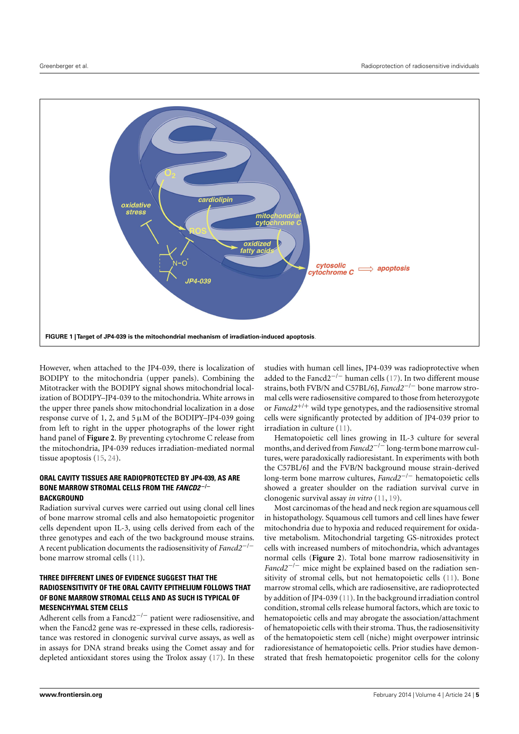**FIGURE 1 | Target of JP4-039 is the mitochondrial mechanism of irradiation-induced apoptosis.**

However, when attached to the JP4-039, there is localization of BODIPY to the mitochondria (upper panels). Combining the Mitotracker with the BODIPY signal shows mitochondrial localization of BODIPY–JP4-039 to the mitochondria. White arrows in the upper three panels show mitochondrial localization in a dose response curve of 1, 2, and 5 μM of the BODIPY–JP4-039 going from left to right in the upper photographs of the lower right hand panel of **Figure 2**. By preventing cytochrome C release from the mitochondria, JP4-039 reduces irradiation-mediated normal tissue apoptosis (15, 24).

### ORAL CAVITY TISSUES ARE RADIOPROTECTED BY JP4-039, AS ARE BONE MARROW STROMAL CELLS FROM THE *FANCD2*$^{-/-}$ BACKGROUND

Radiation survival curves were carried out using clonal cell lines of bone marrow stromal cells and also hematopoietic progenitor cells dependent upon IL-3, using cells derived from each of the three genotypes and each of the two background mouse strains. A recent publication documents the radiosensitivity of *Fancd2*$^{-/-}$ bone marrow stromal cells (11).

### THREE DIFFERENT LINES OF EVIDENCE SUGGEST THAT THE RADIOSENSITIVITY OF THE ORAL CAVITY EPITHELIUM FOLLOWS THAT OF BONE MARROW STROMAL CELLS AND AS SUCH IS TYPICAL OF MESENCHYMAL STEM CELLS

Adherent cells from a Fancd2$^{-/-}$ patient were radiosensitive, and when the Fancd2 gene was re-expressed in these cells, radioresistance was restored in clonogenic survival curve assays, as well as in assays for DNA strand breaks using the Comet assay and for depleted antioxidant stores using the Trolox assay (17). In these studies with human cell lines, JP4-039 was radioprotective when added to the Fancd2$^{-/-}$ human cells (17). In two different mouse strains, both FVB/N and C57BL/6J, *Fancd2*$^{-/-}$ bone marrow stromal cells were radiosensitive compared to those from heterozygote or *Fancd2*$^{+/+}$ wild type genotypes, and the radiosensitive stromal cells were significantly protected by addition of JP4-039 prior to irradiation in culture (11).

Hematopoietic cell lines growing in IL-3 culture for several months, and derived from *Fancd2*$^{-/-}$ long-term bone marrow cultures, were paradoxically radioresistant. In experiments with both the C57BL/6J and the FVB/N background mouse strain-derived long-term bone marrow cultures, *Fancd2*$^{-/-}$ hematopoietic cells showed a greater shoulder on the radiation survival curve in clonogenic survival assay *in vitro* (11, 19).

Most carcinomas of the head and neck region are squamous cell in histopathology. Squamous cell tumors and cell lines have fewer mitochondria due to hypoxia and reduced requirement for oxidative metabolism. Mitochondrial targeting GS-nitroxides protect cells with increased numbers of mitochondria, which advantages normal cells (**Figure 2**). Total bone marrow radiosensitivity in *Fancd2*$^{-/-}$ mice might be explained based on the radiation sensitivity of stromal cells, but not hematopoietic cells (11). Bone marrow stromal cells, which are radiosensitive, are radioprotected by addition of JP4-039 (11). In the background irradiation control condition, stromal cells release humoral factors, which are toxic to hematopoietic cells and may abrogate the association/attachment of hematopoietic cells with their stroma. Thus, the radiosensitivity of the hematopoietic stem cell (niche) might overpower intrinsic radioresistance of hematopoietic cells. Prior studies have demonstrated that fresh hematopoietic progenitor cells for the colony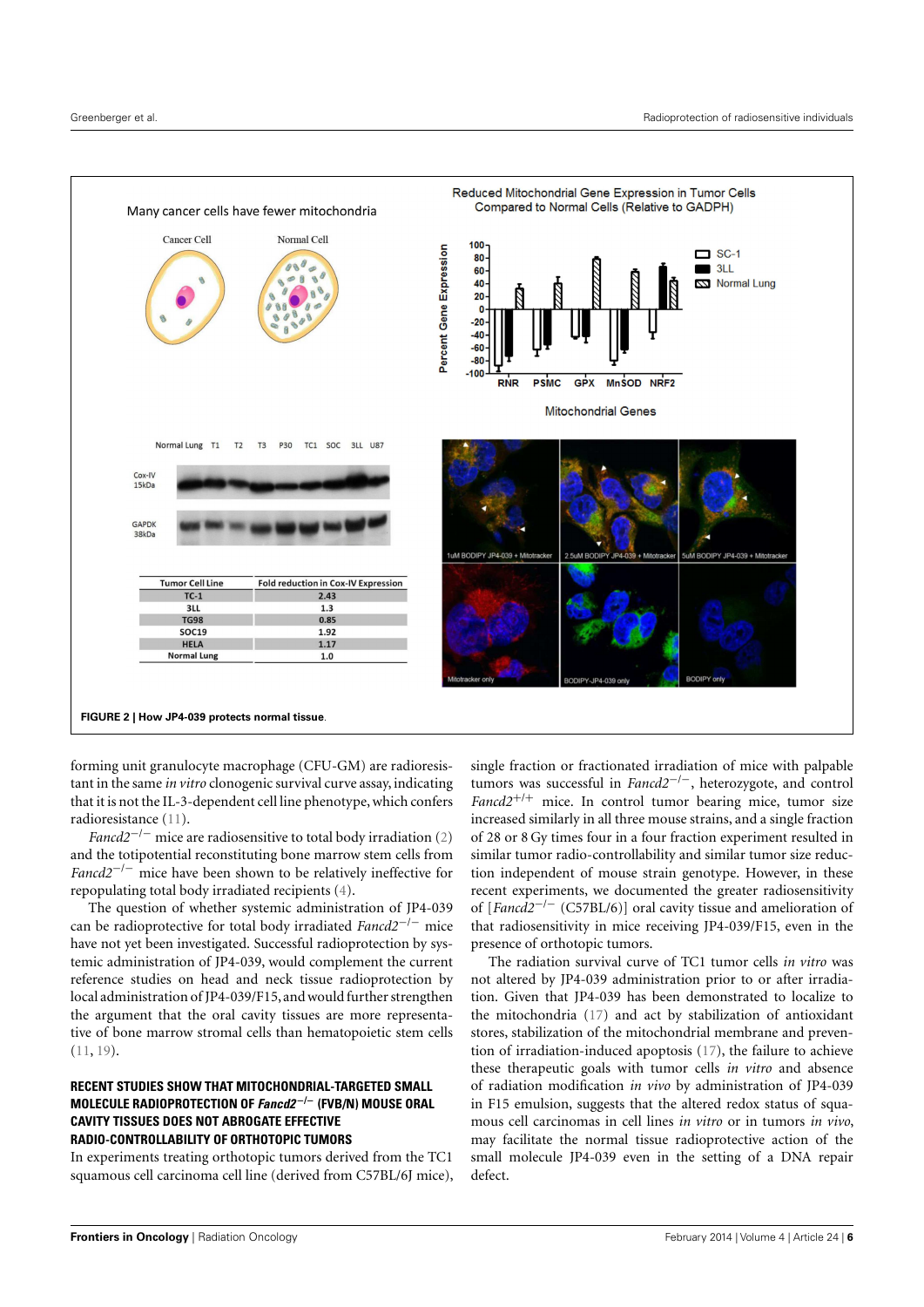**FIGURE 2 | How JP4-039 protects normal tissue.**

forming unit granulocyte macrophage (CFU-GM) are radioresistant in the same *in vitro* clonogenic survival curve assay, indicating that it is not the IL-3-dependent cell line phenotype, which confers radioresistance (11).

*Fancd2*$^{-/-}$ mice are radiosensitive to total body irradiation (2) and the totipotential reconstituting bone marrow stem cells from *Fancd2*$^{-/-}$ mice have been shown to be relatively ineffective for repopulating total body irradiated recipients (4).

The question of whether systemic administration of JP4-039 can be radioprotective for total body irradiated *Fancd2*$^{-/-}$ mice have not yet been investigated. Successful radioprotection by systemic administration of JP4-039, would complement the current reference studies on head and neck tissue radioprotection by local administration of JP4-039/F15, and would further strengthen the argument that the oral cavity tissues are more representative of bone marrow stromal cells than hematopoietic stem cells (11, 19).

## RECENT STUDIES SHOW THAT MITOCHONDRIAL-TARGETED SMALL MOLECULE RADIOPROTECTION OF *Fancd2*$^{-/-}$ (FVB/N) MOUSE ORAL CAVITY TISSUES DOES NOT ABROGATE EFFECTIVE RADIO-CONTROLLABILITY OF ORTHOTOPIC TUMORS

In experiments treating orthotopic tumors derived from the TC1 squamous cell carcinoma cell line (derived from C57BL/6J mice), single fraction or fractionated irradiation of mice with palpable tumors was successful in *Fancd2*$^{-/-}$, heterozygote, and control *Fancd2*$^{+/+}$ mice. In control tumor bearing mice, tumor size increased similarly in all three mouse strains, and a single fraction of 28 or 8 Gy times four in a four fraction experiment resulted in similar tumor radio-controllability and similar tumor size reduction independent of mouse strain genotype. However, in these recent experiments, we documented the greater radiosensitivity of [*Fancd2*$^{-/-}$ (C57BL/6)] oral cavity tissue and amelioration of that radiosensitivity in mice receiving JP4-039/F15, even in the presence of orthotopic tumors.

The radiation survival curve of TC1 tumor cells *in vitro* was not altered by JP4-039 administration prior to or after irradiation. Given that JP4-039 has been demonstrated to localize to the mitochondria (17) and act by stabilization of antioxidant stores, stabilization of the mitochondrial membrane and prevention of irradiation-induced apoptosis (17), the failure to achieve these therapeutic goals with tumor cells *in vitro* and absence of radiation modification *in vivo* by administration of JP4-039 in F15 emulsion, suggests that the altered redox status of squamous cell carcinomas in cell lines *in vitro* or in tumors *in vivo*, may facilitate the normal tissue radioprotective action of the small molecule JP4-039 even in the setting of a DNA repair defect.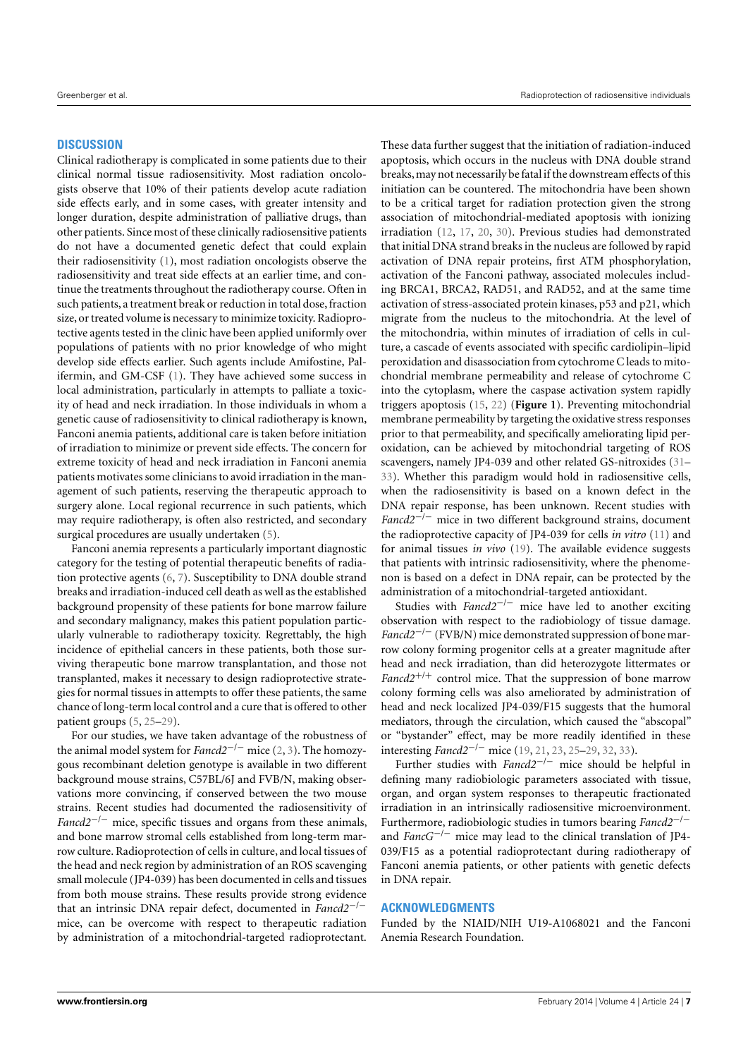## DISCUSSION

Clinical radiotherapy is complicated in some patients due to their clinical normal tissue radiosensitivity. Most radiation oncologists observe that 10% of their patients develop acute radiation side effects early, and in some cases, with greater intensity and longer duration, despite administration of palliative drugs, than other patients. Since most of these clinically radiosensitive patients do not have a documented genetic defect that could explain their radiosensitivity (1), most radiation oncologists observe the radiosensitivity and treat side effects at an earlier time, and continue the treatments throughout the radiotherapy course. Often in such patients, a treatment break or reduction in total dose, fraction size, or treated volume is necessary to minimize toxicity. Radioprotective agents tested in the clinic have been applied uniformly over populations of patients with no prior knowledge of who might develop side effects earlier. Such agents include Amifostine, Palifermin, and GM-CSF (1). They have achieved some success in local administration, particularly in attempts to palliate a toxicity of head and neck irradiation. In those individuals in whom a genetic cause of radiosensitivity to clinical radiotherapy is known, Fanconi anemia patients, additional care is taken before initiation of irradiation to minimize or prevent side effects. The concern for extreme toxicity of head and neck irradiation in Fanconi anemia patients motivates some clinicians to avoid irradiation in the management of such patients, reserving the therapeutic approach to surgery alone. Local regional recurrence in such patients, which may require radiotherapy, is often also restricted, and secondary surgical procedures are usually undertaken (5).

Fanconi anemia represents a particularly important diagnostic category for the testing of potential therapeutic benefits of radiation protective agents (6, 7). Susceptibility to DNA double strand breaks and irradiation-induced cell death as well as the established background propensity of these patients for bone marrow failure and secondary malignancy, makes this patient population particularly vulnerable to radiotherapy toxicity. Regrettably, the high incidence of epithelial cancers in these patients, both those surviving therapeutic bone marrow transplantation, and those not transplanted, makes it necessary to design radioprotective strategies for normal tissues in attempts to offer these patients, the same chance of long-term local control and a cure that is offered to other patient groups (5, 25–29).

For our studies, we have taken advantage of the robustness of the animal model system for *Fancd2*$^{-/-}$ mice (2, 3). The homozygous recombinant deletion genotype is available in two different background mouse strains, C57BL/6J and FVB/N, making observations more convincing, if conserved between the two mouse strains. Recent studies had documented the radiosensitivity of *Fancd2*$^{-/-}$ mice, specific tissues and organs from these animals, and bone marrow stromal cells established from long-term marrow culture. Radioprotection of cells in culture, and local tissues of the head and neck region by administration of an ROS scavenging small molecule (JP4-039) has been documented in cells and tissues from both mouse strains. These results provide strong evidence that an intrinsic DNA repair defect, documented in *Fancd2*$^{-/-}$ mice, can be overcome with respect to therapeutic radiation by administration of a mitochondrial-targeted radioprotectant. These data further suggest that the initiation of radiation-induced apoptosis, which occurs in the nucleus with DNA double strand breaks, may not necessarily be fatal if the downstream effects of this initiation can be countered. The mitochondria have been shown to be a critical target for radiation protection given the strong association of mitochondrial-mediated apoptosis with ionizing irradiation (12, 17, 20, 30). Previous studies had demonstrated that initial DNA strand breaks in the nucleus are followed by rapid activation of DNA repair proteins, first ATM phosphorylation, activation of the Fanconi pathway, associated molecules including BRCA1, BRCA2, RAD51, and RAD52, and at the same time activation of stress-associated protein kinases, p53 and p21, which migrate from the nucleus to the mitochondria. At the level of the mitochondria, within minutes of irradiation of cells in culture, a cascade of events associated with specific cardiolipin–lipid peroxidation and disassociation from cytochrome C leads to mitochondrial membrane permeability and release of cytochrome C into the cytoplasm, where the caspase activation system rapidly triggers apoptosis (15, 22) (**Figure 1**). Preventing mitochondrial membrane permeability by targeting the oxidative stress responses prior to that permeability, and specifically ameliorating lipid peroxidation, can be achieved by mitochondrial targeting of ROS scavengers, namely JP4-039 and other related GS-nitroxides (31–33). Whether this paradigm would hold in radiosensitive cells, when the radiosensitivity is based on a known defect in the DNA repair response, has been unknown. Recent studies with *Fancd2*$^{-/-}$ mice in two different background strains, document the radioprotective capacity of JP4-039 for cells *in vitro* (11) and for animal tissues *in vivo* (19). The available evidence suggests that patients with intrinsic radiosensitivity, where the phenomenon is based on a defect in DNA repair, can be protected by the administration of a mitochondrial-targeted antioxidant.

Studies with *Fancd2*$^{-/-}$ mice have led to another exciting observation with respect to the radiobiology of tissue damage. *Fancd2*$^{-/-}$ (FVB/N) mice demonstrated suppression of bone marrow colony forming progenitor cells at a greater magnitude after head and neck irradiation, than did heterozygote littermates or *Fancd2*$^{+/+}$ control mice. That the suppression of bone marrow colony forming cells was also ameliorated by administration of head and neck localized JP4-039/F15 suggests that the humoral mediators, through the circulation, which caused the "abscopal" or "bystander" effect, may be more readily identified in these interesting *Fancd2*$^{-/-}$ mice (19, 21, 23, 25–29, 32, 33).

Further studies with *Fancd2*$^{-/-}$ mice should be helpful in defining many radiobiologic parameters associated with tissue, organ, and organ system responses to therapeutic fractionated irradiation in an intrinsically radiosensitive microenvironment. Furthermore, radiobiologic studies in tumors bearing *Fancd2*$^{-/-}$ and *FancG*$^{-/-}$ mice may lead to the clinical translation of JP4-039/F15 as a potential radioprotectant during radiotherapy of Fanconi anemia patients, or other patients with genetic defects in DNA repair.

## ACKNOWLEDGMENTS

Funded by the NIAID/NIH U19-A1068021 and the Fanconi Anemia Research Foundation.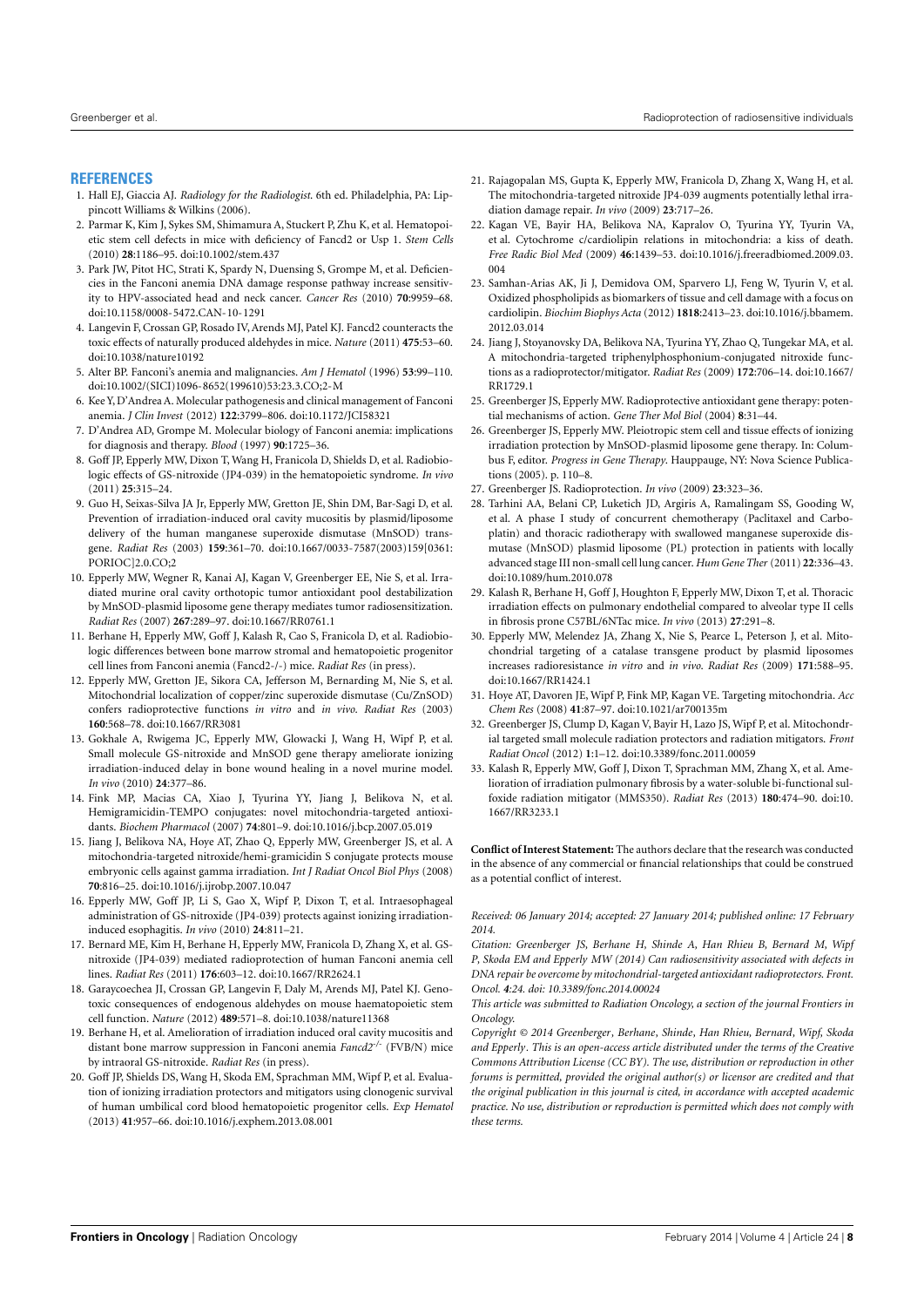## REFERENCES

1. Hall EJ, Giaccia AJ. *Radiology for the Radiologist*. 6th ed. Philadelphia, PA: Lippincott Williams & Wilkins (2006).
2. Parmar K, Kim J, Sykes SM, Shimamura A, Stuckert P, Zhu K, et al. Hematopoietic stem cell defects in mice with deficiency of Fancd2 or Usp 1. *Stem Cells* (2010) **28**:1186–95. doi:10.1002/stem.437
3. Park JW, Pitot HC, Strati K, Spardy N, Duensing S, Grompe M, et al. Deficiencies in the Fanconi anemia DNA damage response pathway increase sensitivity to HPV-associated head and neck cancer. *Cancer Res* (2010) **70**:9959–68. doi:10.1158/0008-5472.CAN-10-1291
4. Langevin F, Crossan GP, Rosado IV, Arends MJ, Patel KJ. Fancd2 counteracts the toxic effects of naturally produced aldehydes in mice. *Nature* (2011) **475**:53–60. doi:10.1038/nature10192
5. Alter BP. Fanconi's anemia and malignancies. *Am J Hematol* (1996) **53**:99–110. doi:10.1002/(SICI)1096-8652(199610)53:23.3.CO;2-M
6. Kee Y, D'Andrea A. Molecular pathogenesis and clinical management of Fanconi anemia. *J Clin Invest* (2012) **122**:3799–806. doi:10.1172/JCI58321
7. D'Andrea AD, Grompe M. Molecular biology of Fanconi anemia: implications for diagnosis and therapy. *Blood* (1997) **90**:1725–36.
8. Goff JP, Epperly MW, Dixon T, Wang H, Franicola D, Shields D, et al. Radiobiologic effects of GS-nitroxide (JP4-039) in the hematopoietic syndrome. *In vivo* (2011) **25**:315–24.
9. Guo H, Seixas-Silva JA Jr, Epperly MW, Gretton JE, Shin DM, Bar-Sagi D, et al. Prevention of irradiation-induced oral cavity mucositis by plasmid/liposome delivery of the human manganese superoxide dismutase (MnSOD) transgene. *Radiat Res* (2003) **159**:361–70. doi:10.1667/0033-7587(2003)159[0361:PORIOC]2.0.CO;2
10. Epperly MW, Wegner R, Kanai AJ, Kagan V, Greenberger EE, Nie S, et al. Irradiated murine oral cavity orthotopic tumor antioxidant pool destabilization by MnSOD-plasmid liposome gene therapy mediates tumor radiosensitization. *Radiat Res* (2007) **267**:289–97. doi:10.1667/RR0761.1
11. Berhane H, Epperly MW, Goff J, Kalash R, Cao S, Franicola D, et al. Radiobiologic differences between bone marrow stromal and hematopoietic progenitor cell lines from Fanconi anemia (Fancd2-/-) mice. *Radiat Res* (in press).
12. Epperly MW, Gretton JE, Sikora CA, Jefferson M, Bernarding M, Nie S, et al. Mitochondrial localization of copper/zinc superoxide dismutase (Cu/ZnSOD) confers radioprotective functions *in vitro* and *in vivo*. *Radiat Res* (2003) **160**:568–78. doi:10.1667/RR3081
13. Gokhale A, Rwigema JC, Epperly MW, Glowacki J, Wang H, Wipf P, et al. Small molecule GS-nitroxide and MnSOD gene therapy ameliorate ionizing irradiation-induced delay in bone wound healing in a novel murine model. *In vivo* (2010) **24**:377–86.
14. Fink MP, Macias CA, Xiao J, Tyurina YY, Jiang J, Belikova N, et al. Hemigramicidin-TEMPO conjugates: novel mitochondria-targeted antioxidants. *Biochem Pharmacol* (2007) **74**:801–9. doi:10.1016/j.bcp.2007.05.019
15. Jiang J, Belikova NA, Hoye AT, Zhao Q, Epperly MW, Greenberger JS, et al. A mitochondria-targeted nitroxide/hemi-gramicidin S conjugate protects mouse embryonic cells against gamma irradiation. *Int J Radiat Oncol Biol Phys* (2008) **70**:816–25. doi:10.1016/j.ijrobp.2007.10.047
16. Epperly MW, Goff JP, Li S, Gao X, Wipf P, Dixon T, et al. Intraesophageal administration of GS-nitroxide (JP4-039) protects against ionizing irradiation-induced esophagitis. *In vivo* (2010) **24**:811–21.
17. Bernard ME, Kim H, Berhane H, Epperly MW, Franicola D, Zhang X, et al. GS-nitroxide (JP4-039) mediated radioprotection of human Fanconi anemia cell lines. *Radiat Res* (2011) **176**:603–12. doi:10.1667/RR2624.1
18. Garaycoechea JI, Crossan GP, Langevin F, Daly M, Arends MJ, Patel KJ. Genotoxic consequences of endogenous aldehydes on mouse haematopoietic stem cell function. *Nature* (2012) **489**:571–8. doi:10.1038/nature11368
19. Berhane H, et al. Amelioration of irradiation induced oral cavity mucositis and distant bone marrow suppression in Fanconi anemia *Fancd2*$^{-/-}$ (FVB/N) mice by intraoral GS-nitroxide. *Radiat Res* (in press).
20. Goff JP, Shields DS, Wang H, Skoda EM, Sprachman MM, Wipf P, et al. Evaluation of ionizing irradiation protectors and mitigators using clonogenic survival of human umbilical cord blood hematopoietic progenitor cells. *Exp Hematol* (2013) **41**:957–66. doi:10.1016/j.exphem.2013.08.001
21. Rajagopalan MS, Gupta K, Epperly MW, Franicola D, Zhang X, Wang H, et al. The mitochondria-targeted nitroxide JP4-039 augments potentially lethal irradiation damage repair. *In vivo* (2009) **23**:717–26.
22. Kagan VE, Bayir HA, Belikova NA, Kapralov O, Tyurina YY, Tyurin VA, et al. Cytochrome c/cardiolipin relations in mitochondria: a kiss of death. *Free Radic Biol Med* (2009) **46**:1439–53. doi:10.1016/j.freeradbiomed.2009.03.004
23. Samhan-Arias AK, Ji J, Demidova OM, Sparvero LJ, Feng W, Tyurin V, et al. Oxidized phospholipids as biomarkers of tissue and cell damage with a focus on cardiolipin. *Biochim Biophys Acta* (2012) **1818**:2413–23. doi:10.1016/j.bbamem.2012.03.014
24. Jiang J, Stoyanovsky DA, Belikova NA, Tyurina YY, Zhao Q, Tungekar MA, et al. A mitochondria-targeted triphenylphosphonium-conjugated nitroxide functions as a radioprotector/mitigator. *Radiat Res* (2009) **172**:706–14. doi:10.1667/RR1729.1
25. Greenberger JS, Epperly MW. Radioprotective antioxidant gene therapy: potential mechanisms of action. *Gene Ther Mol Biol* (2004) **8**:31–44.
26. Greenberger JS, Epperly MW. Pleiotropic stem cell and tissue effects of ionizing irradiation protection by MnSOD-plasmid liposome gene therapy. In: Columbus F, editor. *Progress in Gene Therapy*. Hauppauge, NY: Nova Science Publications (2005). p. 110–8.
27. Greenberger JS. Radioprotection. *In vivo* (2009) **23**:323–36.
28. Tarhini AA, Belani CP, Luketich JD, Argiris A, Ramalingam SS, Gooding W, et al. A phase I study of concurrent chemotherapy (Paclitaxel and Carboplatin) and thoracic radiotherapy with swallowed manganese superoxide dismutase (MnSOD) plasmid liposome (PL) protection in patients with locally advanced stage III non-small cell lung cancer. *Hum Gene Ther* (2011) **22**:336–43. doi:10.1089/hum.2010.078
29. Kalash R, Berhane H, Goff J, Houghton F, Epperly MW, Dixon T, et al. Thoracic irradiation effects on pulmonary endothelial compared to alveolar type II cells in fibrosis prone C57BL/6NTac mice. *In vivo* (2013) **27**:291–8.
30. Epperly MW, Melendez JA, Zhang X, Nie S, Pearce L, Peterson J, et al. Mitochondrial targeting of a catalase transgene product by plasmid liposomes increases radioresistance *in vitro* and *in vivo*. *Radiat Res* (2009) **171**:588–95. doi:10.1667/RR1424.1
31. Hoye AT, Davoren JE, Wipf P, Fink MP, Kagan VE. Targeting mitochondria. *Acc Chem Res* (2008) **41**:87–97. doi:10.1021/ar700135m
32. Greenberger JS, Clump D, Kagan V, Bayir H, Lazo JS, Wipf P, et al. Mitochondrial targeted small molecule radiation protectors and radiation mitigators. *Front Radiat Oncol* (2012) **1**:1–12. doi:10.3389/fonc.2011.00059
33. Kalash R, Epperly MW, Goff J, Dixon T, Sprachman MM, Zhang X, et al. Amelioration of irradiation pulmonary fibrosis by a water-soluble bi-functional sulfoxide radiation mitigator (MMS350). *Radiat Res* (2013) **180**:474–90. doi:10.1667/RR3233.1

**Conflict of Interest Statement:** The authors declare that the research was conducted in the absence of any commercial or financial relationships that could be construed as a potential conflict of interest.

*Received: 06 January 2014; accepted: 27 January 2014; published online: 17 February 2014.*

*Citation: Greenberger JS, Berhane H, Shinde A, Han Rhieu B, Bernard M, Wipf P, Skoda EM and Epperly MW (2014) Can radiosensitivity associated with defects in DNA repair be overcome by mitochondrial-targeted antioxidant radioprotectors. Front. Oncol.* **4***:24. doi: 10.3389/fonc.2014.00024*

*This article was submitted to Radiation Oncology, a section of the journal Frontiers in Oncology.*

*Copyright © 2014 Greenberger, Berhane, Shinde, Han Rhieu, Bernard, Wipf, Skoda and Epperly. This is an open-access article distributed under the terms of the Creative Commons Attribution License (CC BY). The use, distribution or reproduction in other forums is permitted, provided the original author(s) or licensor are credited and that the original publication in this journal is cited, in accordance with accepted academic practice. No use, distribution or reproduction is permitted which does not comply with these terms.*